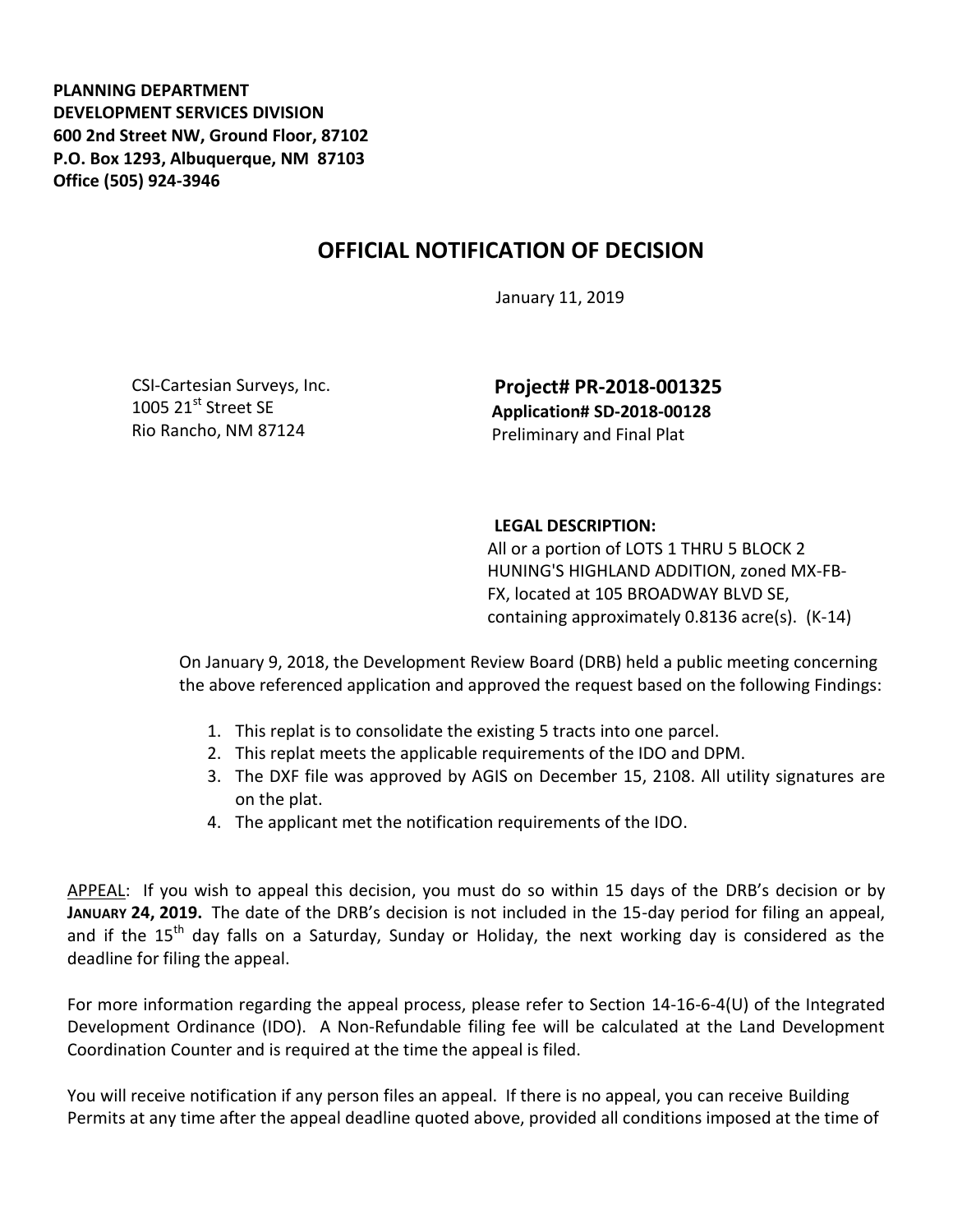**PLANNING DEPARTMENT**
**DEVELOPMENT SERVICES DIVISION**
**600 2nd Street NW, Ground Floor, 87102**
**P.O. Box 1293, Albuquerque, NM 87103**
**Office (505) 924-3946**

# OFFICIAL NOTIFICATION OF DECISION

January 11, 2019

CSI-Cartesian Surveys, Inc.
1005 21st Street SE
Rio Rancho, NM 87124

**Project# PR-2018-001325**
**Application# SD-2018-00128**
Preliminary and Final Plat

**LEGAL DESCRIPTION:**
All or a portion of LOTS 1 THRU 5 BLOCK 2 HUNING'S HIGHLAND ADDITION, zoned MX-FB-FX, located at 105 BROADWAY BLVD SE, containing approximately 0.8136 acre(s). (K-14)

On January 9, 2018, the Development Review Board (DRB) held a public meeting concerning the above referenced application and approved the request based on the following Findings:

1. This replat is to consolidate the existing 5 tracts into one parcel.
2. This replat meets the applicable requirements of the IDO and DPM.
3. The DXF file was approved by AGIS on December 15, 2108. All utility signatures are on the plat.
4. The applicant met the notification requirements of the IDO.

APPEAL: If you wish to appeal this decision, you must do so within 15 days of the DRB's decision or by **JANUARY 24, 2019.** The date of the DRB's decision is not included in the 15-day period for filing an appeal, and if the 15th day falls on a Saturday, Sunday or Holiday, the next working day is considered as the deadline for filing the appeal.

For more information regarding the appeal process, please refer to Section 14-16-6-4(U) of the Integrated Development Ordinance (IDO). A Non-Refundable filing fee will be calculated at the Land Development Coordination Counter and is required at the time the appeal is filed.

You will receive notification if any person files an appeal. If there is no appeal, you can receive Building Permits at any time after the appeal deadline quoted above, provided all conditions imposed at the time of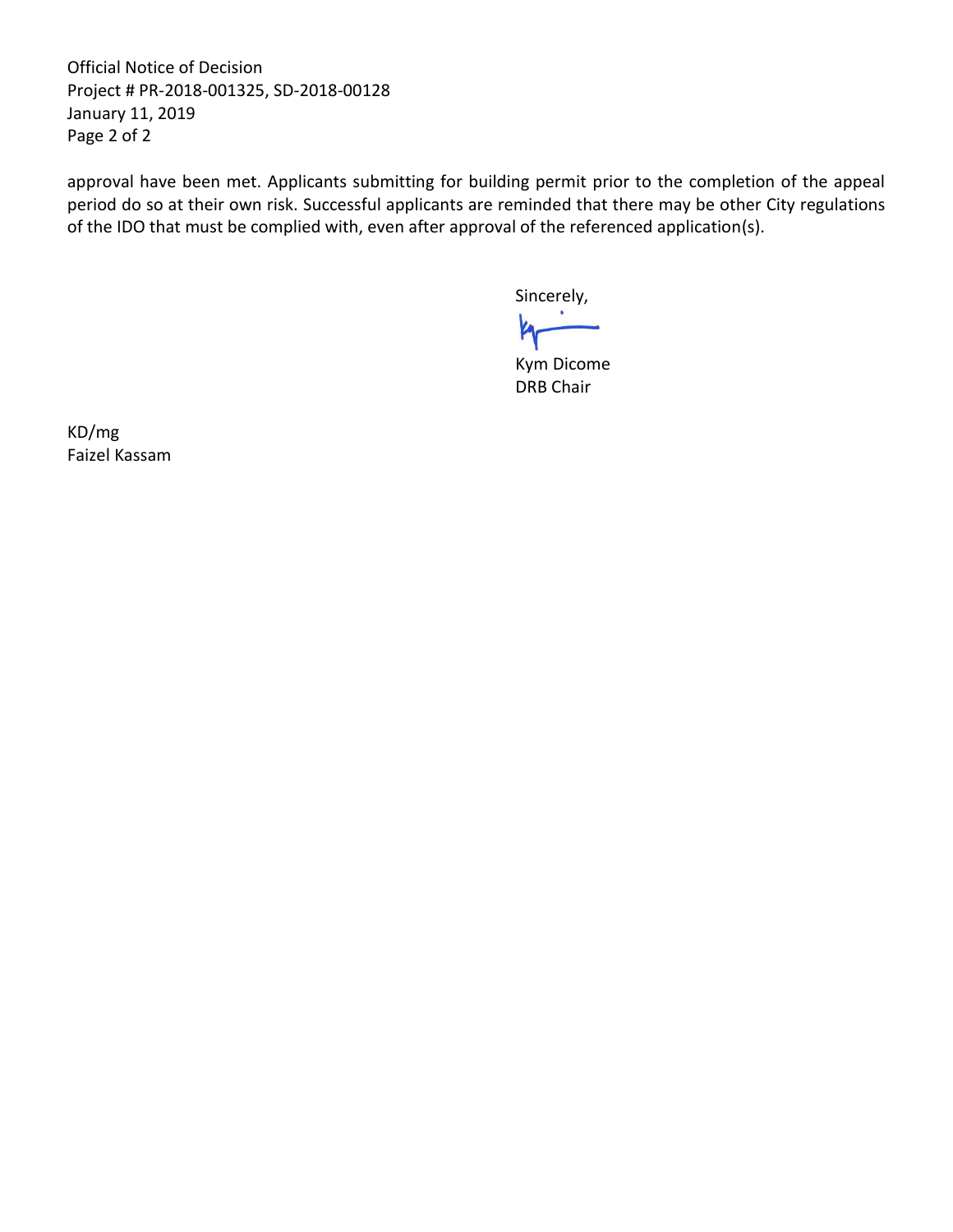approval have been met. Applicants submitting for building permit prior to the completion of the appeal period do so at their own risk. Successful applicants are reminded that there may be other City regulations of the IDO that must be complied with, even after approval of the referenced application(s).

Sincerely,

Kym Dicome
DRB Chair

KD/mg
Faizel Kassam